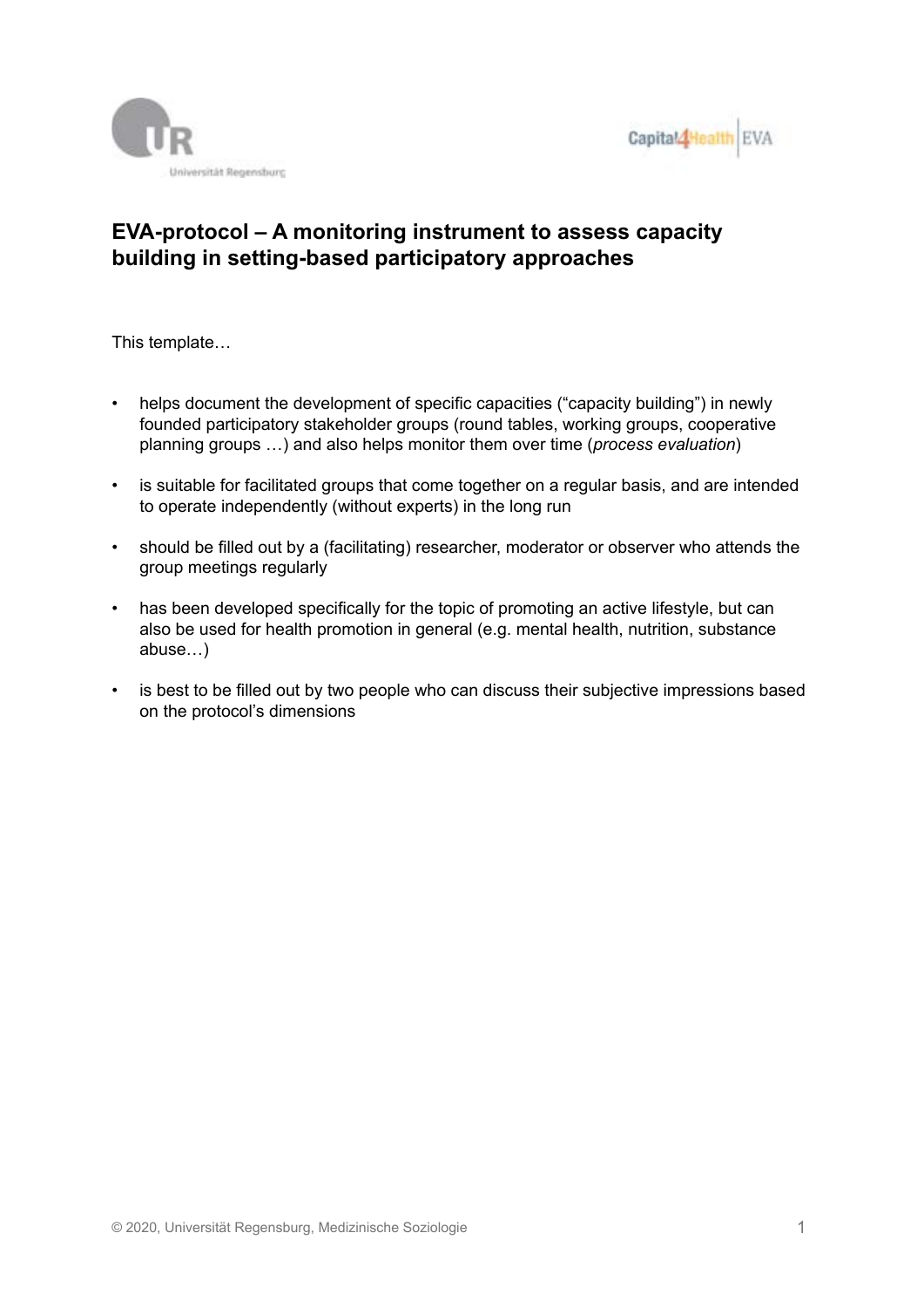# EVA-protocol – A monitoring instrument to assess capacity building in setting-based participatory approaches

This template…

- helps document the development of specific capacities ("capacity building") in newly founded participatory stakeholder groups (round tables, working groups, cooperative planning groups …) and also helps monitor them over time (*process evaluation*)
- is suitable for facilitated groups that come together on a regular basis, and are intended to operate independently (without experts) in the long run
- should be filled out by a (facilitating) researcher, moderator or observer who attends the group meetings regularly
- has been developed specifically for the topic of promoting an active lifestyle, but can also be used for health promotion in general (e.g. mental health, nutrition, substance abuse…)
- is best to be filled out by two people who can discuss their subjective impressions based on the protocol's dimensions

© 2020, Universität Regensburg, Medizinische Soziologie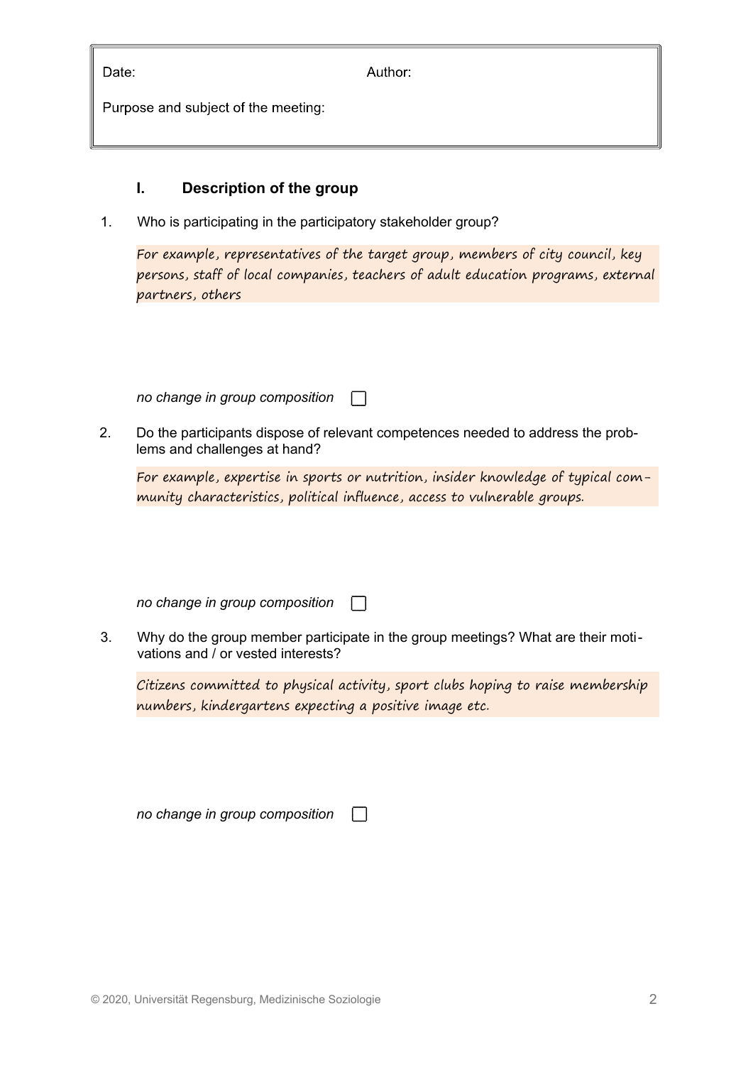Date: Author:

Purpose and subject of the meeting:

## I. Description of the group

1. Who is participating in the participatory stakeholder group?

*For example, representatives of the target group, members of city council, key persons, staff of local companies, teachers of adult education programs, external partners, others*

*no change in group composition* ☐

2. Do the participants dispose of relevant competences needed to address the problems and challenges at hand?

*For example, expertise in sports or nutrition, insider knowledge of typical community characteristics, political influence, access to vulnerable groups.*

*no change in group composition* ☐

3. Why do the group member participate in the group meetings? What are their motivations and / or vested interests?

*Citizens committed to physical activity, sport clubs hoping to raise membership numbers, kindergartens expecting a positive image etc.*

*no change in group composition* ☐

© 2020, Universität Regensburg, Medizinische Soziologie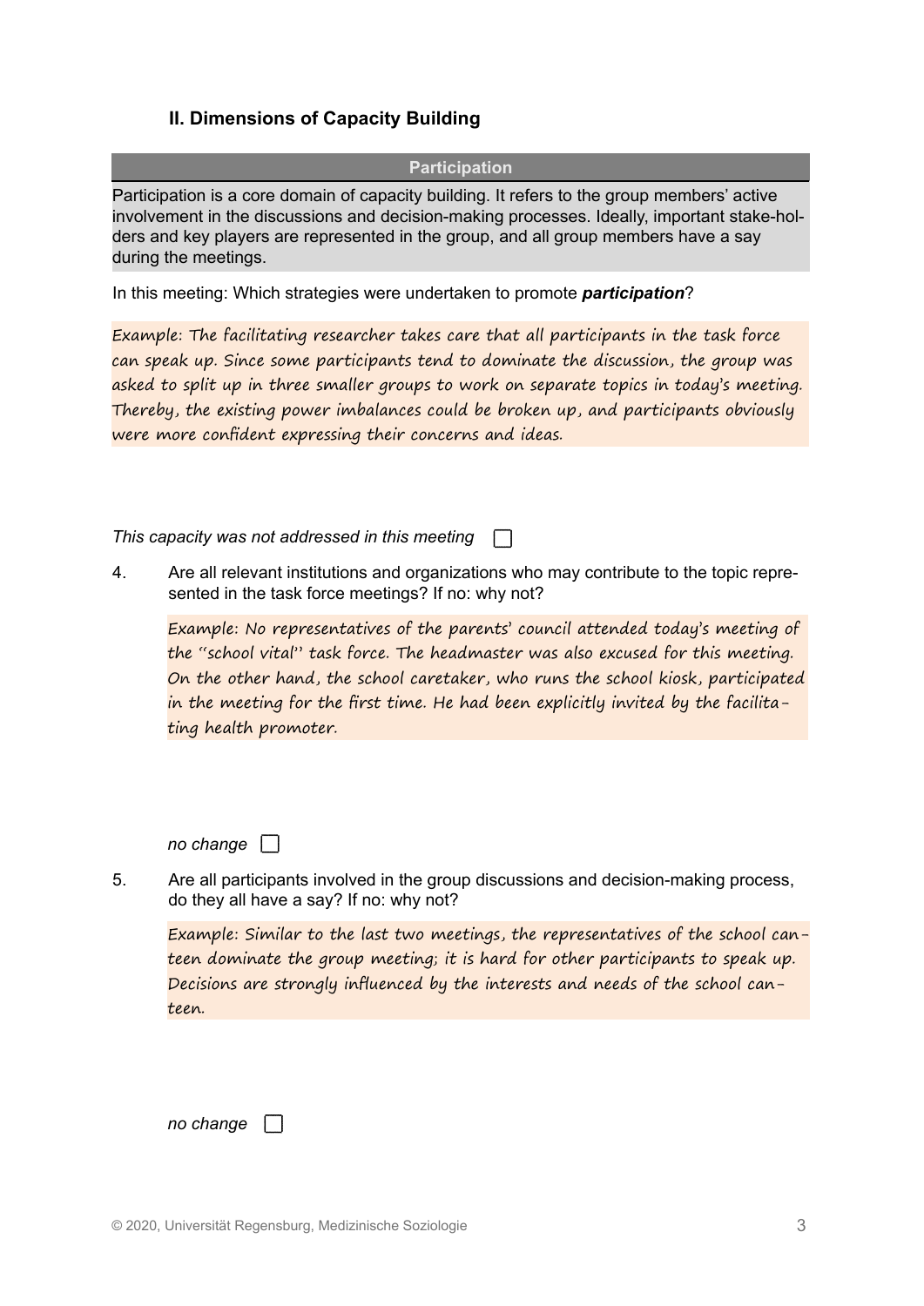## II. Dimensions of Capacity Building

**Participation**

Participation is a core domain of capacity building. It refers to the group members' active involvement in the discussions and decision-making processes. Ideally, important stake-holders and key players are represented in the group, and all group members have a say during the meetings.

In this meeting: Which strategies were undertaken to promote ***participation***?

Example: The facilitating researcher takes care that all participants in the task force can speak up. Since some participants tend to dominate the discussion, the group was asked to split up in three smaller groups to work on separate topics in today's meeting. Thereby, the existing power imbalances could be broken up, and participants obviously were more confident expressing their concerns and ideas.

*This capacity was not addressed in this meeting* ☐

4. Are all relevant institutions and organizations who may contribute to the topic represented in the task force meetings? If no: why not?

   Example: No representatives of the parents' council attended today's meeting of the "school vital" task force. The headmaster was also excused for this meeting. On the other hand, the school caretaker, who runs the school kiosk, participated in the meeting for the first time. He had been explicitly invited by the facilitating health promoter.

   *no change* ☐

5. Are all participants involved in the group discussions and decision-making process, do they all have a say? If no: why not?

   Example: Similar to the last two meetings, the representatives of the school canteen dominate the group meeting; it is hard for other participants to speak up. Decisions are strongly influenced by the interests and needs of the school canteen.

   *no change* ☐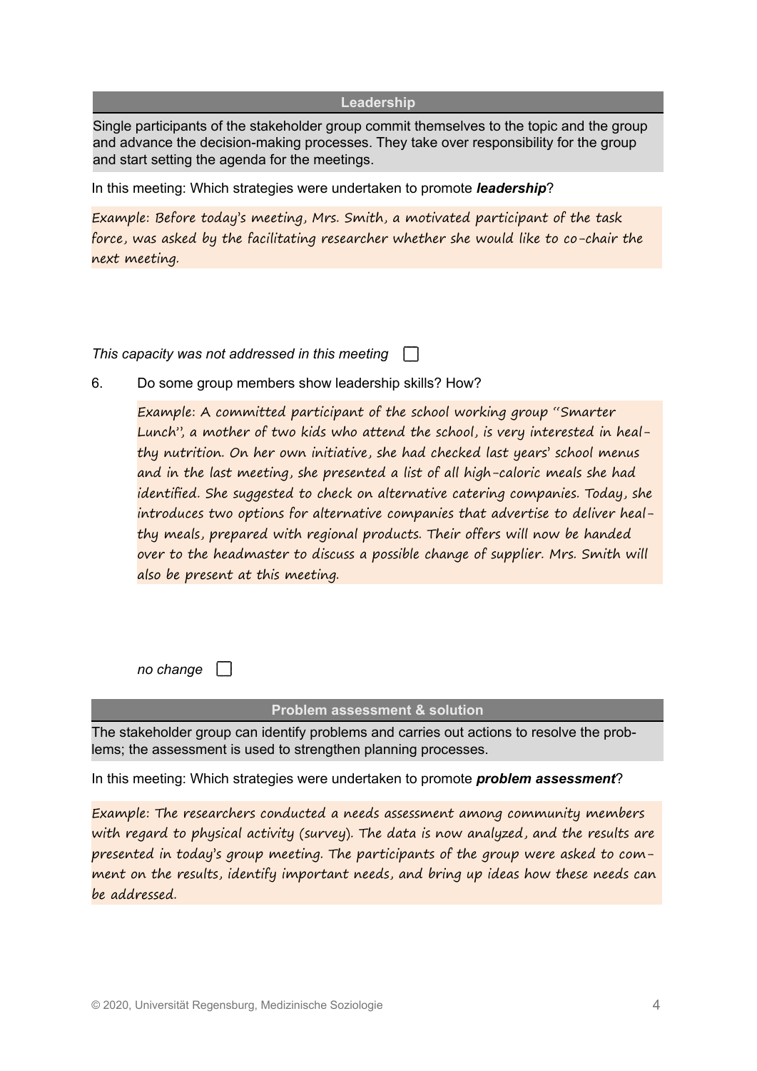## Leadership

Single participants of the stakeholder group commit themselves to the topic and the group and advance the decision-making processes. They take over responsibility for the group and start setting the agenda for the meetings.

In this meeting: Which strategies were undertaken to promote ***leadership***?

*Example: Before today's meeting, Mrs. Smith, a motivated participant of the task force, was asked by the facilitating researcher whether she would like to co-chair the next meeting.*

*This capacity was not addressed in this meeting* ☐

6. Do some group members show leadership skills? How?

   *Example: A committed participant of the school working group "Smarter Lunch", a mother of two kids who attend the school, is very interested in healthy nutrition. On her own initiative, she had checked last years' school menus and in the last meeting, she presented a list of all high-caloric meals she had identified. She suggested to check on alternative catering companies. Today, she introduces two options for alternative companies that advertise to deliver healthy meals, prepared with regional products. Their offers will now be handed over to the headmaster to discuss a possible change of supplier. Mrs. Smith will also be present at this meeting.*

   *no change* ☐

## Problem assessment & solution

The stakeholder group can identify problems and carries out actions to resolve the problems; the assessment is used to strengthen planning processes.

In this meeting: Which strategies were undertaken to promote ***problem assessment***?

*Example: The researchers conducted a needs assessment among community members with regard to physical activity (survey). The data is now analyzed, and the results are presented in today's group meeting. The participants of the group were asked to comment on the results, identify important needs, and bring up ideas how these needs can be addressed.*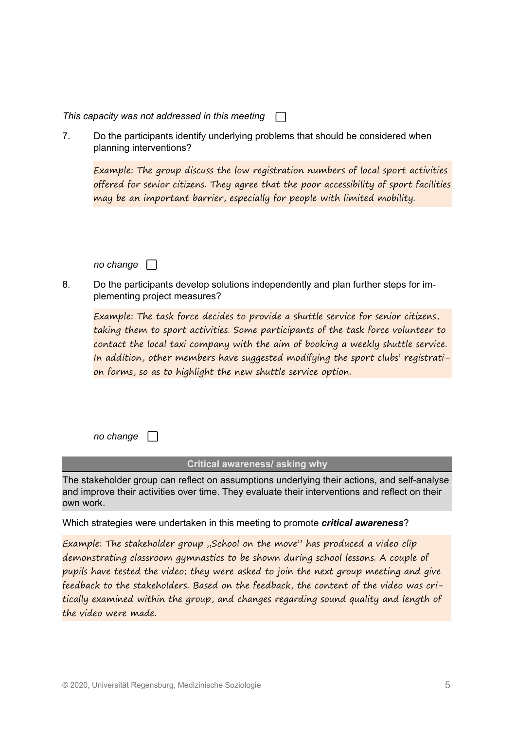*This capacity was not addressed in this meeting* ☐

7. Do the participants identify underlying problems that should be considered when planning interventions?

   Example: The group discuss the low registration numbers of local sport activities offered for senior citizens. They agree that the poor accessibility of sport facilities may be an important barrier, especially for people with limited mobility.

   *no change* ☐

8. Do the participants develop solutions independently and plan further steps for implementing project measures?

   Example: The task force decides to provide a shuttle service for senior citizens, taking them to sport activities. Some participants of the task force volunteer to contact the local taxi company with the aim of booking a weekly shuttle service. In addition, other members have suggested modifying the sport clubs' registration forms, so as to highlight the new shuttle service option.

   *no change* ☐

## Critical awareness/ asking why

The stakeholder group can reflect on assumptions underlying their actions, and self-analyse and improve their activities over time. They evaluate their interventions and reflect on their own work.

Which strategies were undertaken in this meeting to promote ***critical awareness***?

Example: The stakeholder group „School on the move" has produced a video clip demonstrating classroom gymnastics to be shown during school lessons. A couple of pupils have tested the video; they were asked to join the next group meeting and give feedback to the stakeholders. Based on the feedback, the content of the video was critically examined within the group, and changes regarding sound quality and length of the video were made.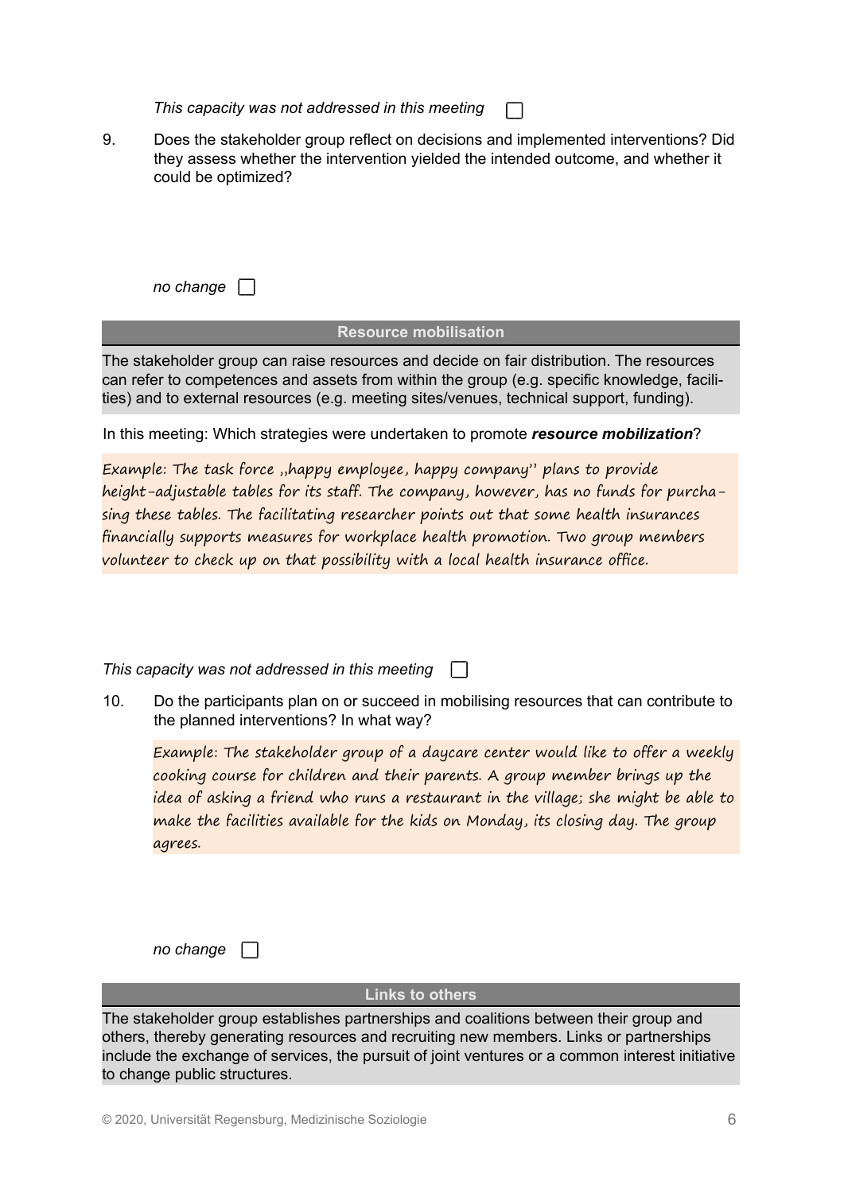*This capacity was not addressed in this meeting* ☐

9. Does the stakeholder group reflect on decisions and implemented interventions? Did they assess whether the intervention yielded the intended outcome, and whether it could be optimized?

*no change* ☐

### Resource mobilisation

The stakeholder group can raise resources and decide on fair distribution. The resources can refer to competences and assets from within the group (e.g. specific knowledge, facilities) and to external resources (e.g. meeting sites/venues, technical support, funding).

In this meeting: Which strategies were undertaken to promote ***resource mobilization***?

Example: The task force „happy employee, happy company" plans to provide height-adjustable tables for its staff. The company, however, has no funds for purchasing these tables. The facilitating researcher points out that some health insurances financially supports measures for workplace health promotion. Two group members volunteer to check up on that possibility with a local health insurance office.

*This capacity was not addressed in this meeting* ☐

10. Do the participants plan on or succeed in mobilising resources that can contribute to the planned interventions? In what way?

Example: The stakeholder group of a daycare center would like to offer a weekly cooking course for children and their parents. A group member brings up the idea of asking a friend who runs a restaurant in the village; she might be able to make the facilities available for the kids on Monday, its closing day. The group agrees.

*no change* ☐

### Links to others

The stakeholder group establishes partnerships and coalitions between their group and others, thereby generating resources and recruiting new members. Links or partnerships include the exchange of services, the pursuit of joint ventures or a common interest initiative to change public structures.

© 2020, Universität Regensburg, Medizinische Soziologie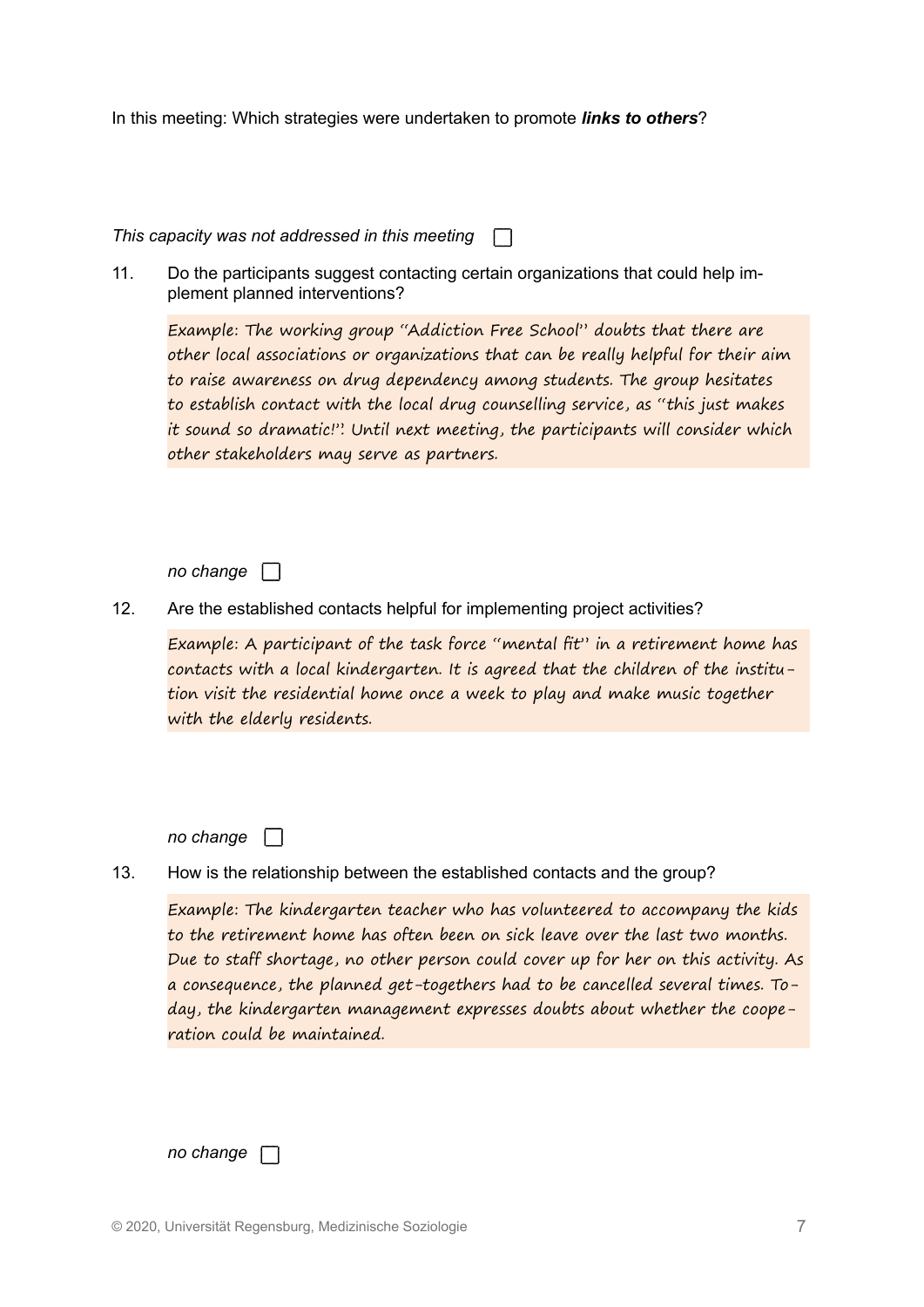In this meeting: Which strategies were undertaken to promote ***links to others***?

*This capacity was not addressed in this meeting* ☐

11. Do the participants suggest contacting certain organizations that could help implement planned interventions?

    Example: The working group "Addiction Free School" doubts that there are other local associations or organizations that can be really helpful for their aim to raise awareness on drug dependency among students. The group hesitates to establish contact with the local drug counselling service, as "this just makes it sound so dramatic!". Until next meeting, the participants will consider which other stakeholders may serve as partners.

    *no change* ☐

12. Are the established contacts helpful for implementing project activities?

    Example: A participant of the task force "mental fit" in a retirement home has contacts with a local kindergarten. It is agreed that the children of the institution visit the residential home once a week to play and make music together with the elderly residents.

    *no change* ☐

13. How is the relationship between the established contacts and the group?

    Example: The kindergarten teacher who has volunteered to accompany the kids to the retirement home has often been on sick leave over the last two months. Due to staff shortage, no other person could cover up for her on this activity. As a consequence, the planned get-togethers had to be cancelled several times. Today, the kindergarten management expresses doubts about whether the cooperation could be maintained.

    *no change* ☐

© 2020, Universität Regensburg, Medizinische Soziologie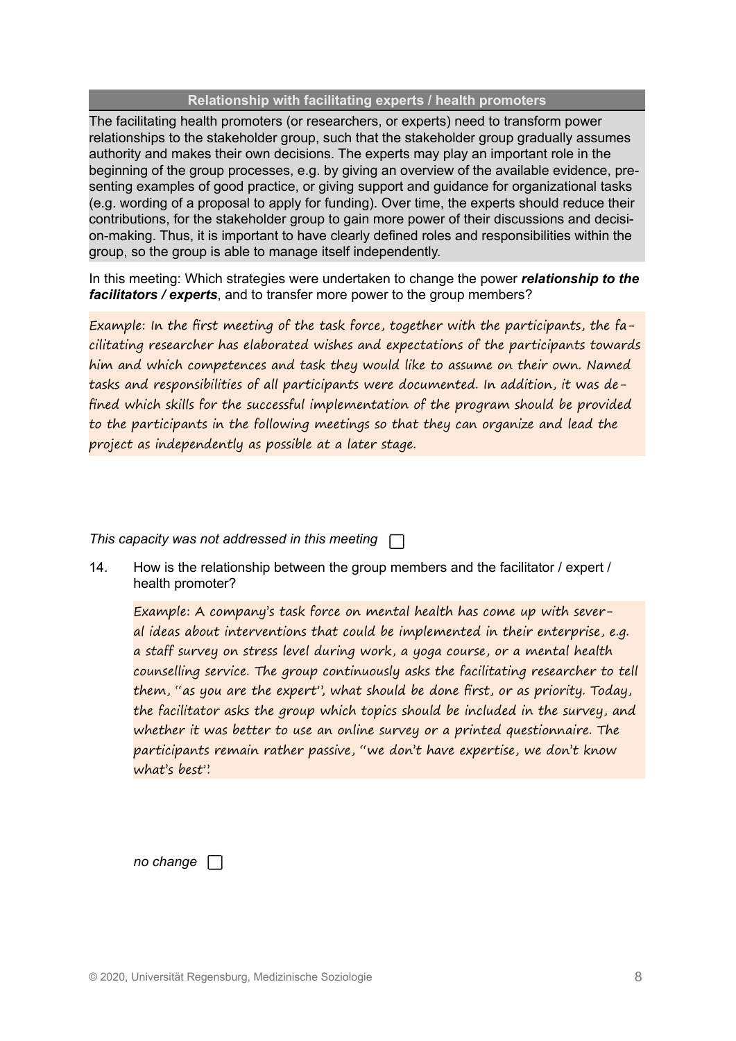### Relationship with facilitating experts / health promoters

The facilitating health promoters (or researchers, or experts) need to transform power relationships to the stakeholder group, such that the stakeholder group gradually assumes authority and makes their own decisions. The experts may play an important role in the beginning of the group processes, e.g. by giving an overview of the available evidence, presenting examples of good practice, or giving support and guidance for organizational tasks (e.g. wording of a proposal to apply for funding). Over time, the experts should reduce their contributions, for the stakeholder group to gain more power of their discussions and decision-making. Thus, it is important to have clearly defined roles and responsibilities within the group, so the group is able to manage itself independently.

In this meeting: Which strategies were undertaken to change the power ***relationship to the facilitators / experts***, and to transfer more power to the group members?

Example: In the first meeting of the task force, together with the participants, the facilitating researcher has elaborated wishes and expectations of the participants towards him and which competences and task they would like to assume on their own. Named tasks and responsibilities of all participants were documented. In addition, it was defined which skills for the successful implementation of the program should be provided to the participants in the following meetings so that they can organize and lead the project as independently as possible at a later stage.

*This capacity was not addressed in this meeting* ☐

14. How is the relationship between the group members and the facilitator / expert / health promoter?

    Example: A company's task force on mental health has come up with several ideas about interventions that could be implemented in their enterprise, e.g. a staff survey on stress level during work, a yoga course, or a mental health counselling service. The group continuously asks the facilitating researcher to tell them, "as you are the expert", what should be done first, or as priority. Today, the facilitator asks the group which topics should be included in the survey, and whether it was better to use an online survey or a printed questionnaire. The participants remain rather passive, "we don't have expertise, we don't know what's best".

    *no change* ☐

© 2020, Universität Regensburg, Medizinische Soziologie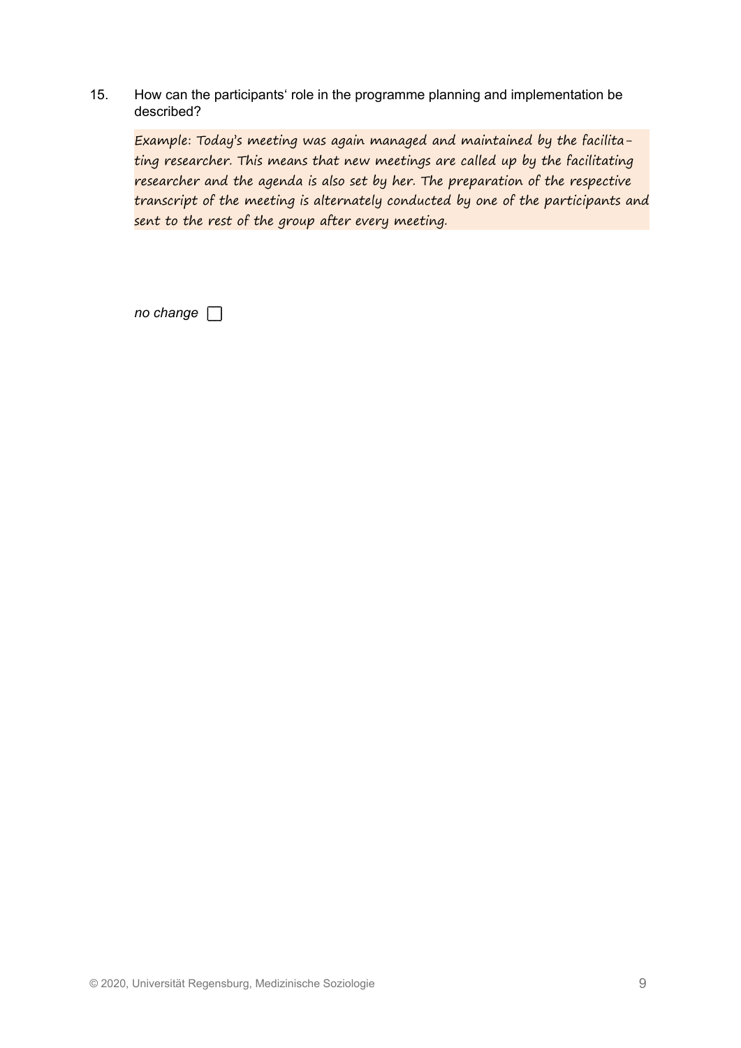15. How can the participants' role in the programme planning and implementation be described?

    *Example: Today's meeting was again managed and maintained by the facilitating researcher. This means that new meetings are called up by the facilitating researcher and the agenda is also set by her. The preparation of the respective transcript of the meeting is alternately conducted by one of the participants and sent to the rest of the group after every meeting.*

    *no change* ☐

© 2020, Universität Regensburg, Medizinische Soziologie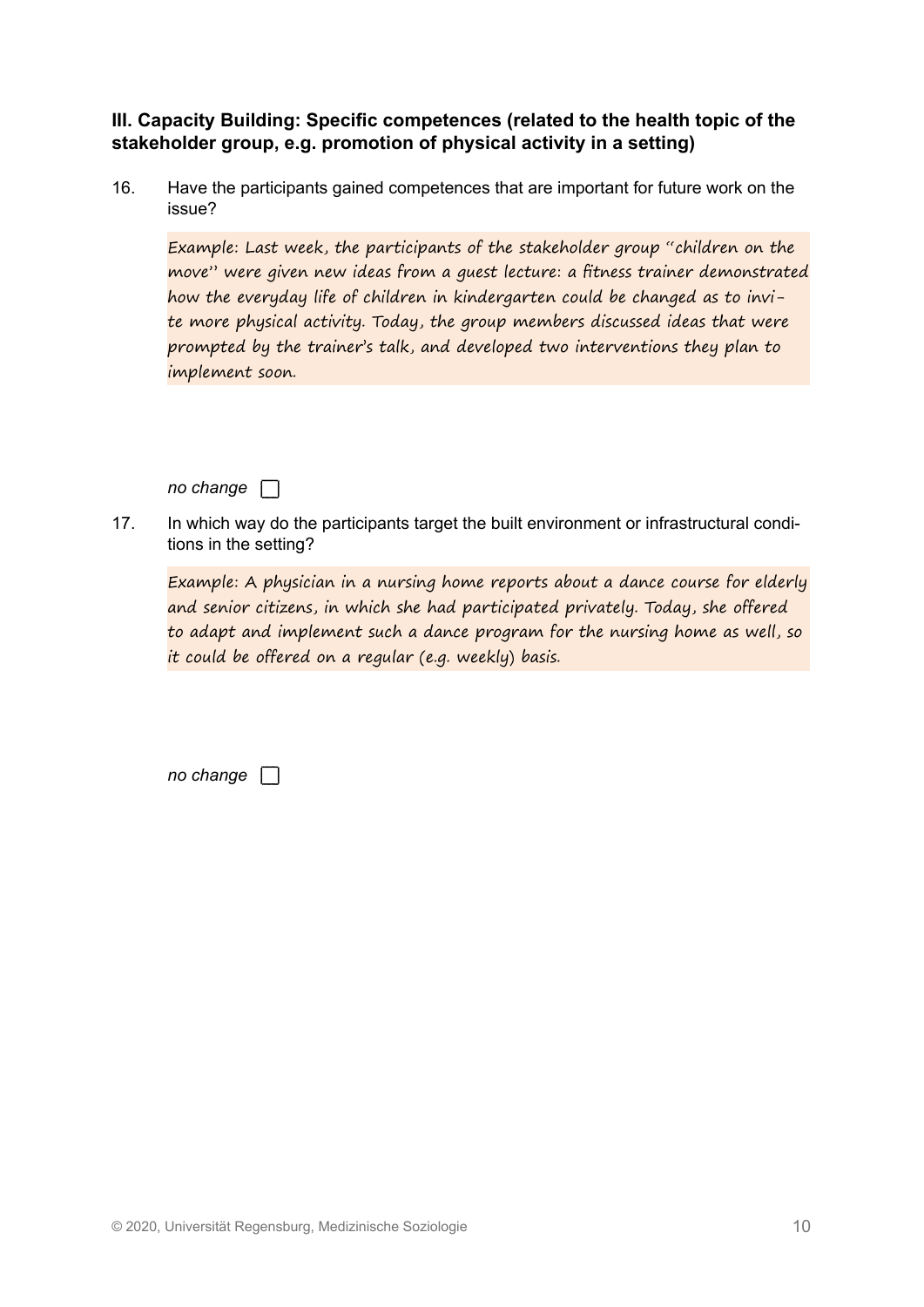**III. Capacity Building: Specific competences (related to the health topic of the stakeholder group, e.g. promotion of physical activity in a setting)**

16. Have the participants gained competences that are important for future work on the issue?

    *Example: Last week, the participants of the stakeholder group "children on the move" were given new ideas from a guest lecture: a fitness trainer demonstrated how the everyday life of children in kindergarten could be changed as to invite more physical activity. Today, the group members discussed ideas that were prompted by the trainer's talk, and developed two interventions they plan to implement soon.*

    *no change* ☐

17. In which way do the participants target the built environment or infrastructural conditions in the setting?

    *Example: A physician in a nursing home reports about a dance course for elderly and senior citizens, in which she had participated privately. Today, she offered to adapt and implement such a dance program for the nursing home as well, so it could be offered on a regular (e.g. weekly) basis.*

    *no change* ☐

© 2020, Universität Regensburg, Medizinische Soziologie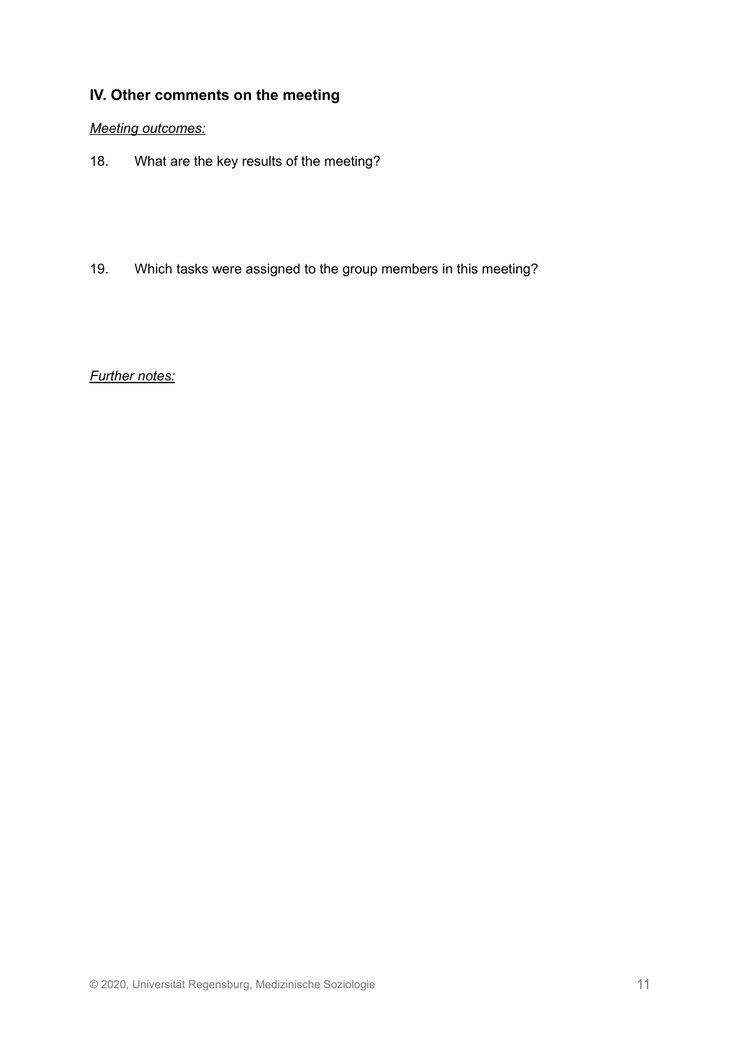## IV. Other comments on the meeting

*Meeting outcomes:*

18. What are the key results of the meeting?

19. Which tasks were assigned to the group members in this meeting?

*Further notes:*

© 2020, Universität Regensburg, Medizinische Soziologie